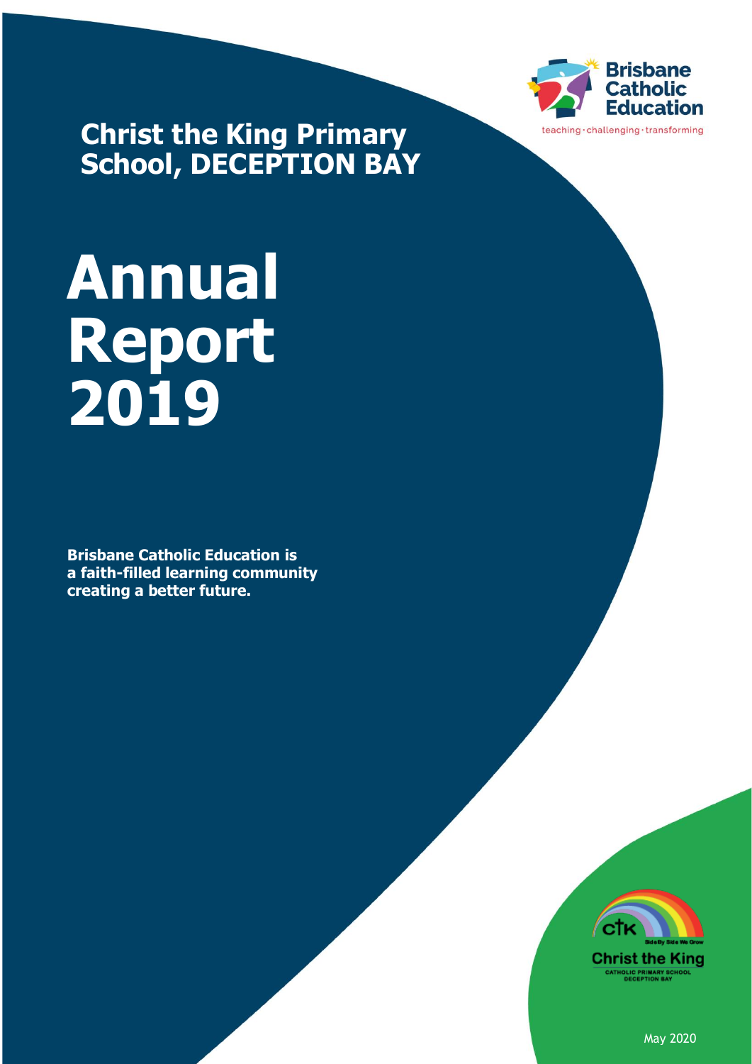## Christ the King Primary School, DECEPTION BAY

# Annual Report 2019

**Brisbane Catholic Education is a faith-filled learning community creating a better future.**

May 2020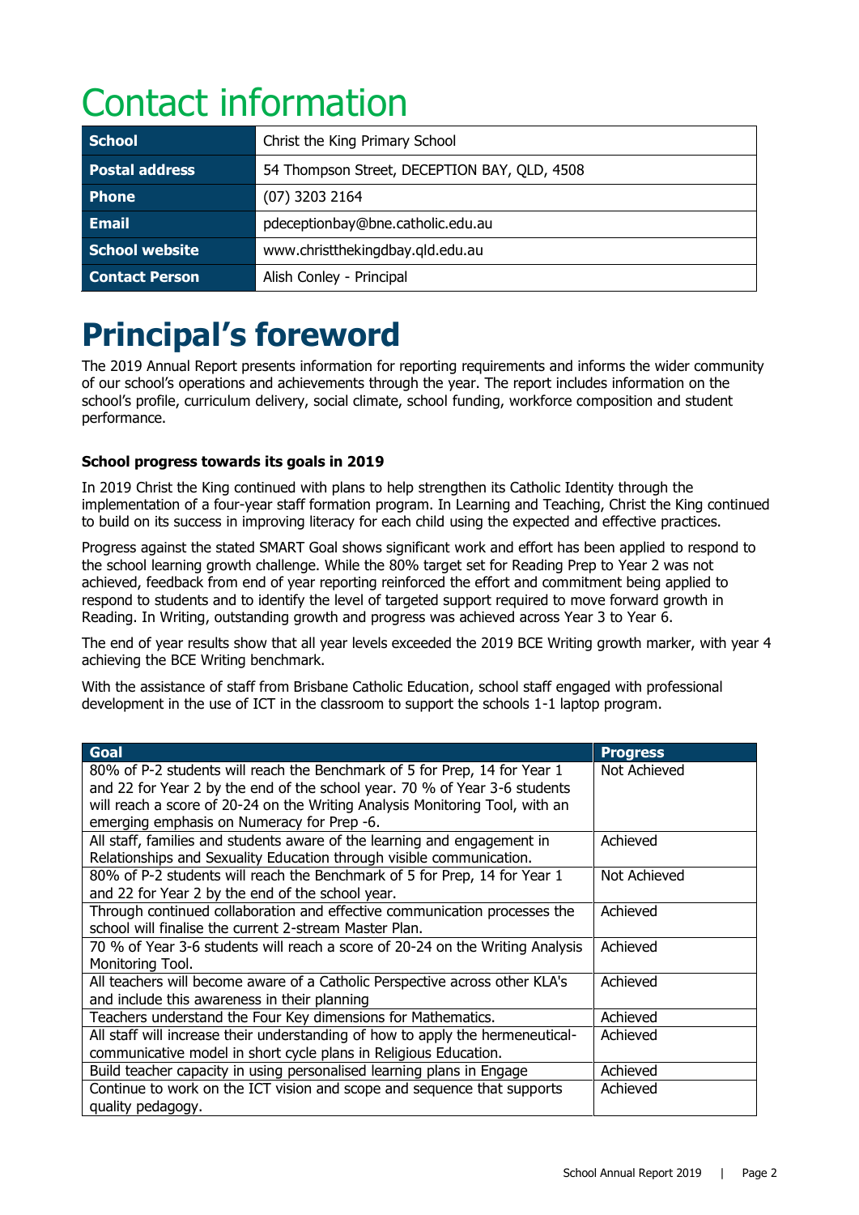# Contact information

| School | Christ the King Primary School |
|---|---|
| Postal address | 54 Thompson Street, DECEPTION BAY, QLD, 4508 |
| Phone | (07) 3203 2164 |
| Email | pdeceptionbay@bne.catholic.edu.au |
| School website | www.christthekingdbay.qld.edu.au |
| Contact Person | Alish Conley - Principal |

# Principal's foreword

The 2019 Annual Report presents information for reporting requirements and informs the wider community of our school's operations and achievements through the year. The report includes information on the school's profile, curriculum delivery, social climate, school funding, workforce composition and student performance.

**School progress towards its goals in 2019**

In 2019 Christ the King continued with plans to help strengthen its Catholic Identity through the implementation of a four-year staff formation program. In Learning and Teaching, Christ the King continued to build on its success in improving literacy for each child using the expected and effective practices.

Progress against the stated SMART Goal shows significant work and effort has been applied to respond to the school learning growth challenge. While the 80% target set for Reading Prep to Year 2 was not achieved, feedback from end of year reporting reinforced the effort and commitment being applied to respond to students and to identify the level of targeted support required to move forward growth in Reading. In Writing, outstanding growth and progress was achieved across Year 3 to Year 6.

The end of year results show that all year levels exceeded the 2019 BCE Writing growth marker, with year 4 achieving the BCE Writing benchmark.

With the assistance of staff from Brisbane Catholic Education, school staff engaged with professional development in the use of ICT in the classroom to support the schools 1-1 laptop program.

| Goal | Progress |
|---|---|
| 80% of P-2 students will reach the Benchmark of 5 for Prep, 14 for Year 1 and 22 for Year 2 by the end of the school year. 70 % of Year 3-6 students will reach a score of 20-24 on the Writing Analysis Monitoring Tool, with an emerging emphasis on Numeracy for Prep -6. | Not Achieved |
| All staff, families and students aware of the learning and engagement in Relationships and Sexuality Education through visible communication. | Achieved |
| 80% of P-2 students will reach the Benchmark of 5 for Prep, 14 for Year 1 and 22 for Year 2 by the end of the school year. | Not Achieved |
| Through continued collaboration and effective communication processes the school will finalise the current 2-stream Master Plan. | Achieved |
| 70 % of Year 3-6 students will reach a score of 20-24 on the Writing Analysis Monitoring Tool. | Achieved |
| All teachers will become aware of a Catholic Perspective across other KLA's and include this awareness in their planning | Achieved |
| Teachers understand the Four Key dimensions for Mathematics. | Achieved |
| All staff will increase their understanding of how to apply the hermeneutical-communicative model in short cycle plans in Religious Education. | Achieved |
| Build teacher capacity in using personalised learning plans in Engage | Achieved |
| Continue to work on the ICT vision and scope and sequence that supports quality pedagogy. | Achieved |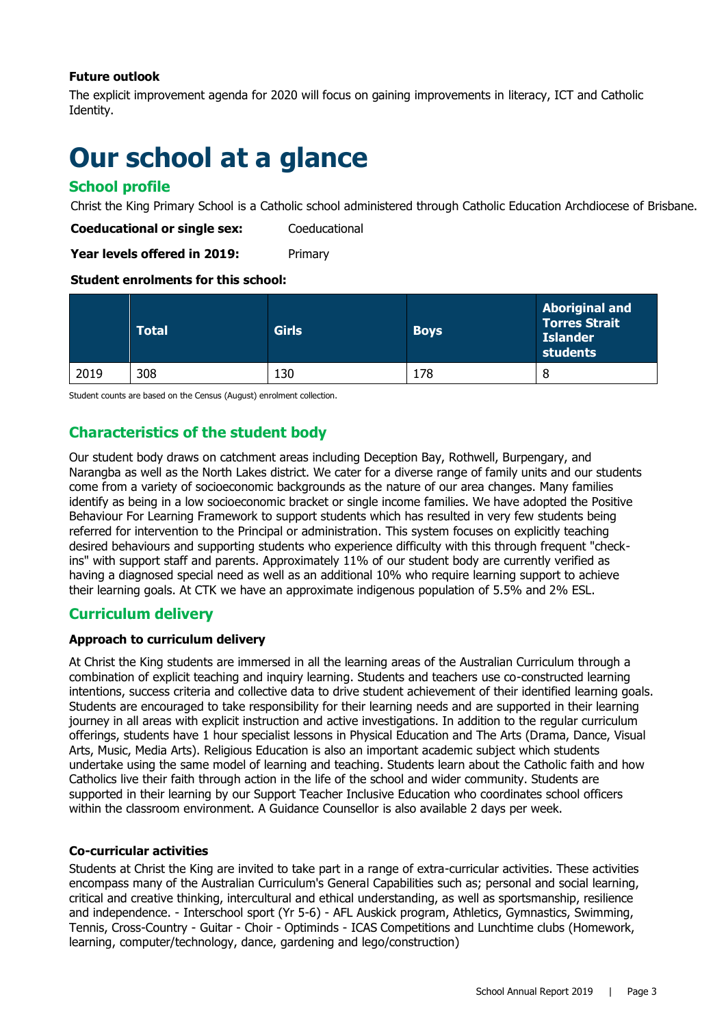**Future outlook**

The explicit improvement agenda for 2020 will focus on gaining improvements in literacy, ICT and Catholic Identity.

# Our school at a glance

## School profile

Christ the King Primary School is a Catholic school administered through Catholic Education Archdiocese of Brisbane.

**Coeducational or single sex:** Coeducational

**Year levels offered in 2019:** Primary

**Student enrolments for this school:**

| | Total | Girls | Boys | Aboriginal and Torres Strait Islander students |
|---|---|---|---|---|
| 2019 | 308 | 130 | 178 | 8 |

Student counts are based on the Census (August) enrolment collection.

## Characteristics of the student body

Our student body draws on catchment areas including Deception Bay, Rothwell, Burpengary, and Narangba as well as the North Lakes district. We cater for a diverse range of family units and our students come from a variety of socioeconomic backgrounds as the nature of our area changes. Many families identify as being in a low socioeconomic bracket or single income families. We have adopted the Positive Behaviour For Learning Framework to support students which has resulted in very few students being referred for intervention to the Principal or administration. This system focuses on explicitly teaching desired behaviours and supporting students who experience difficulty with this through frequent "check-ins" with support staff and parents. Approximately 11% of our student body are currently verified as having a diagnosed special need as well as an additional 10% who require learning support to achieve their learning goals. At CTK we have an approximate indigenous population of 5.5% and 2% ESL.

## Curriculum delivery

**Approach to curriculum delivery**

At Christ the King students are immersed in all the learning areas of the Australian Curriculum through a combination of explicit teaching and inquiry learning. Students and teachers use co-constructed learning intentions, success criteria and collective data to drive student achievement of their identified learning goals. Students are encouraged to take responsibility for their learning needs and are supported in their learning journey in all areas with explicit instruction and active investigations. In addition to the regular curriculum offerings, students have 1 hour specialist lessons in Physical Education and The Arts (Drama, Dance, Visual Arts, Music, Media Arts). Religious Education is also an important academic subject which students undertake using the same model of learning and teaching. Students learn about the Catholic faith and how Catholics live their faith through action in the life of the school and wider community. Students are supported in their learning by our Support Teacher Inclusive Education who coordinates school officers within the classroom environment. A Guidance Counsellor is also available 2 days per week.

**Co-curricular activities**

Students at Christ the King are invited to take part in a range of extra-curricular activities. These activities encompass many of the Australian Curriculum's General Capabilities such as; personal and social learning, critical and creative thinking, intercultural and ethical understanding, as well as sportsmanship, resilience and independence. - Interschool sport (Yr 5-6) - AFL Auskick program, Athletics, Gymnastics, Swimming, Tennis, Cross-Country - Guitar - Choir - Optiminds - ICAS Competitions and Lunchtime clubs (Homework, learning, computer/technology, dance, gardening and lego/construction)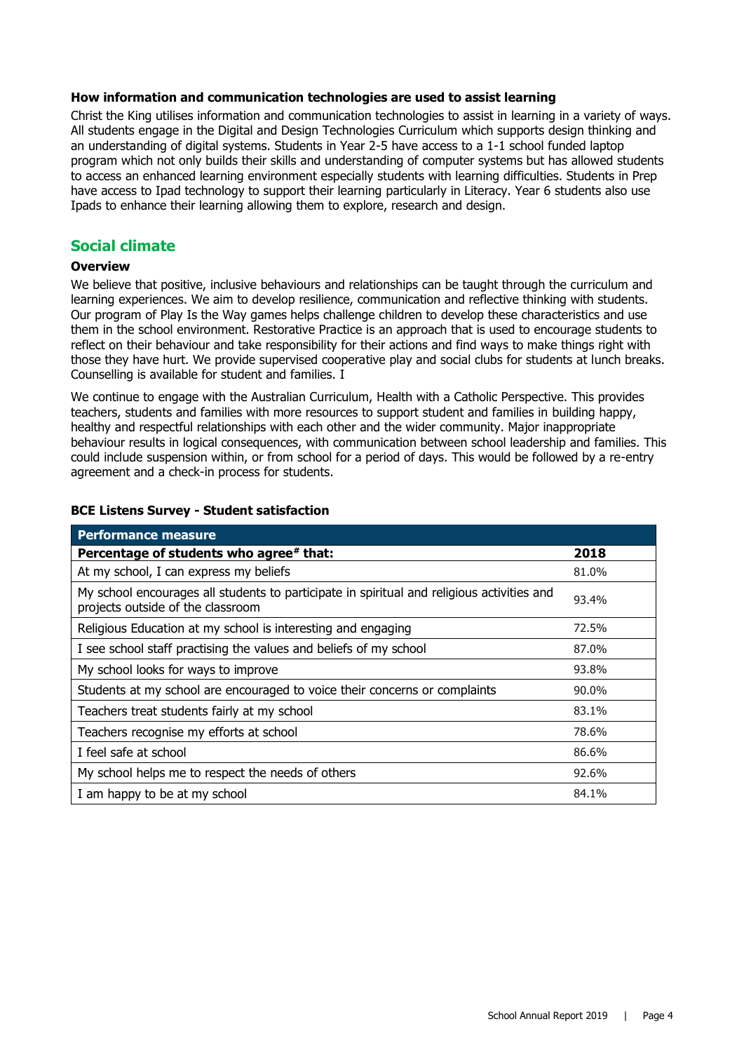### How information and communication technologies are used to assist learning

Christ the King utilises information and communication technologies to assist in learning in a variety of ways. All students engage in the Digital and Design Technologies Curriculum which supports design thinking and an understanding of digital systems. Students in Year 2-5 have access to a 1-1 school funded laptop program which not only builds their skills and understanding of computer systems but has allowed students to access an enhanced learning environment especially students with learning difficulties. Students in Prep have access to Ipad technology to support their learning particularly in Literacy. Year 6 students also use Ipads to enhance their learning allowing them to explore, research and design.

## Social climate

### Overview

We believe that positive, inclusive behaviours and relationships can be taught through the curriculum and learning experiences. We aim to develop resilience, communication and reflective thinking with students. Our program of Play Is the Way games helps challenge children to develop these characteristics and use them in the school environment. Restorative Practice is an approach that is used to encourage students to reflect on their behaviour and take responsibility for their actions and find ways to make things right with those they have hurt. We provide supervised cooperative play and social clubs for students at lunch breaks. Counselling is available for student and families. I

We continue to engage with the Australian Curriculum, Health with a Catholic Perspective. This provides teachers, students and families with more resources to support student and families in building happy, healthy and respectful relationships with each other and the wider community. Major inappropriate behaviour results in logical consequences, with communication between school leadership and families. This could include suspension within, or from school for a period of days. This would be followed by a re-entry agreement and a check-in process for students.

### BCE Listens Survey - Student satisfaction

| Performance measure | |
|---|---|
| **Percentage of students who agree# that:** | **2018** |
| At my school, I can express my beliefs | 81.0% |
| My school encourages all students to participate in spiritual and religious activities and projects outside of the classroom | 93.4% |
| Religious Education at my school is interesting and engaging | 72.5% |
| I see school staff practising the values and beliefs of my school | 87.0% |
| My school looks for ways to improve | 93.8% |
| Students at my school are encouraged to voice their concerns or complaints | 90.0% |
| Teachers treat students fairly at my school | 83.1% |
| Teachers recognise my efforts at school | 78.6% |
| I feel safe at school | 86.6% |
| My school helps me to respect the needs of others | 92.6% |
| I am happy to be at my school | 84.1% |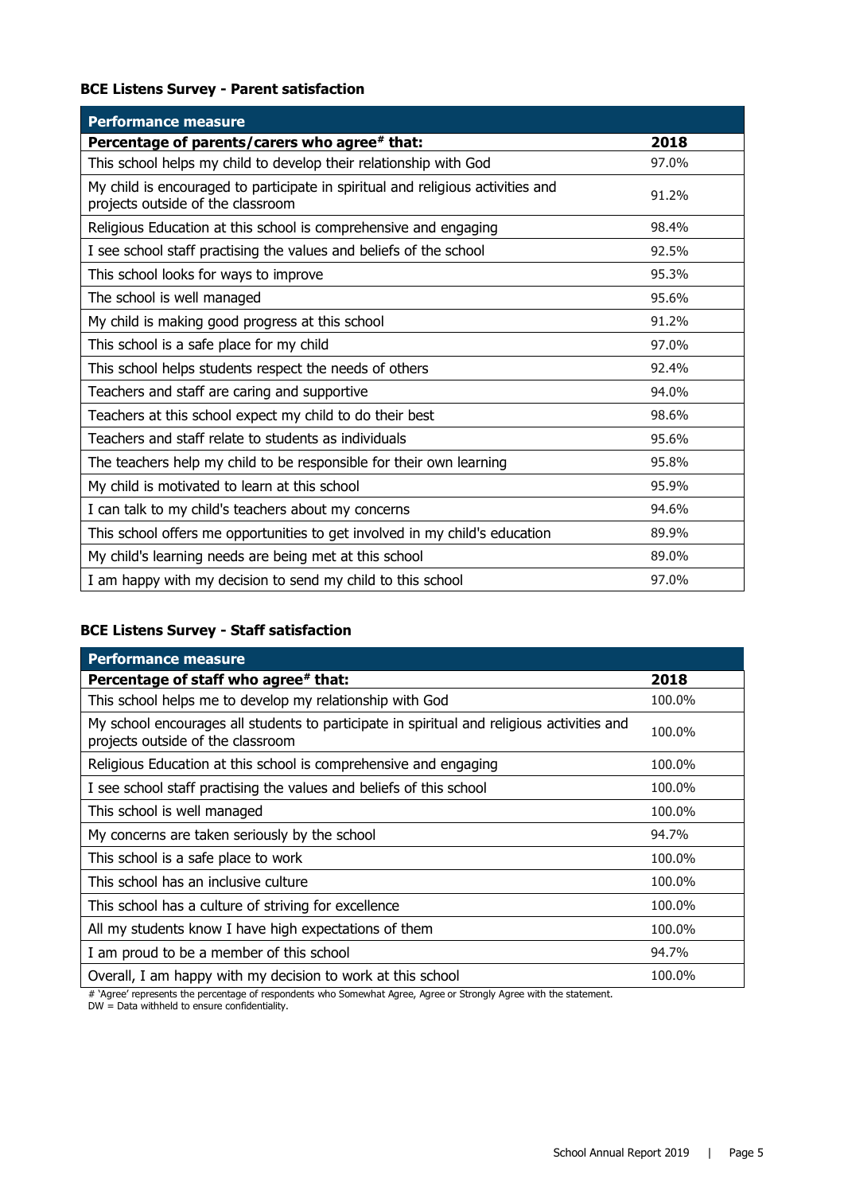### BCE Listens Survey - Parent satisfaction

| Performance measure | |
|---|---|
| **Percentage of parents/carers who agree# that:** | **2018** |
| This school helps my child to develop their relationship with God | 97.0% |
| My child is encouraged to participate in spiritual and religious activities and projects outside of the classroom | 91.2% |
| Religious Education at this school is comprehensive and engaging | 98.4% |
| I see school staff practising the values and beliefs of the school | 92.5% |
| This school looks for ways to improve | 95.3% |
| The school is well managed | 95.6% |
| My child is making good progress at this school | 91.2% |
| This school is a safe place for my child | 97.0% |
| This school helps students respect the needs of others | 92.4% |
| Teachers and staff are caring and supportive | 94.0% |
| Teachers at this school expect my child to do their best | 98.6% |
| Teachers and staff relate to students as individuals | 95.6% |
| The teachers help my child to be responsible for their own learning | 95.8% |
| My child is motivated to learn at this school | 95.9% |
| I can talk to my child's teachers about my concerns | 94.6% |
| This school offers me opportunities to get involved in my child's education | 89.9% |
| My child's learning needs are being met at this school | 89.0% |
| I am happy with my decision to send my child to this school | 97.0% |

### BCE Listens Survey - Staff satisfaction

| Performance measure | |
|---|---|
| **Percentage of staff who agree# that:** | **2018** |
| This school helps me to develop my relationship with God | 100.0% |
| My school encourages all students to participate in spiritual and religious activities and projects outside of the classroom | 100.0% |
| Religious Education at this school is comprehensive and engaging | 100.0% |
| I see school staff practising the values and beliefs of this school | 100.0% |
| This school is well managed | 100.0% |
| My concerns are taken seriously by the school | 94.7% |
| This school is a safe place to work | 100.0% |
| This school has an inclusive culture | 100.0% |
| This school has a culture of striving for excellence | 100.0% |
| All my students know I have high expectations of them | 100.0% |
| I am proud to be a member of this school | 94.7% |
| Overall, I am happy with my decision to work at this school | 100.0% |

# 'Agree' represents the percentage of respondents who Somewhat Agree, Agree or Strongly Agree with the statement.
DW = Data withheld to ensure confidentiality.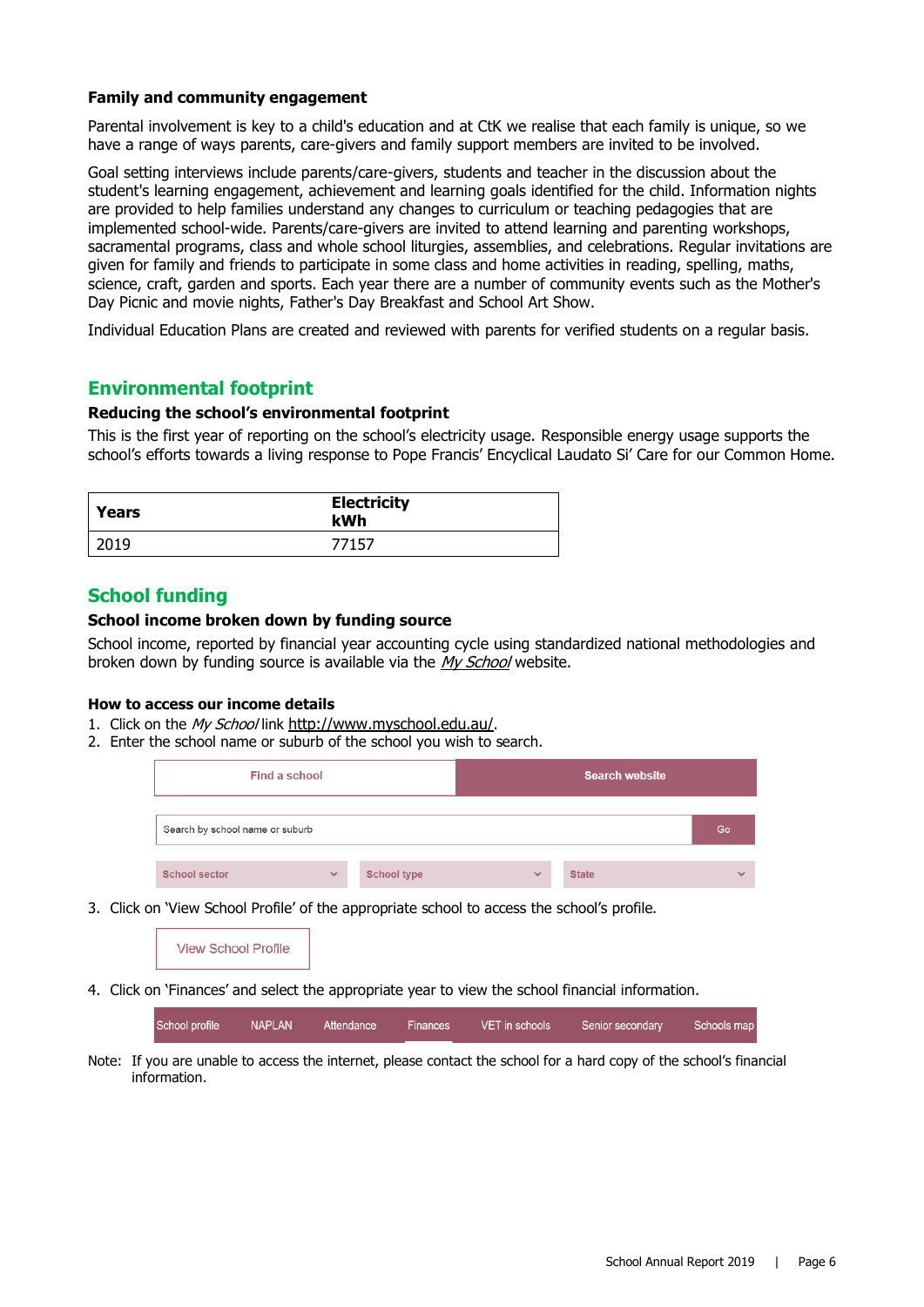### Family and community engagement

Parental involvement is key to a child's education and at CtK we realise that each family is unique, so we have a range of ways parents, care-givers and family support members are invited to be involved.

Goal setting interviews include parents/care-givers, students and teacher in the discussion about the student's learning engagement, achievement and learning goals identified for the child. Information nights are provided to help families understand any changes to curriculum or teaching pedagogies that are implemented school-wide. Parents/care-givers are invited to attend learning and parenting workshops, sacramental programs, class and whole school liturgies, assemblies, and celebrations. Regular invitations are given for family and friends to participate in some class and home activities in reading, spelling, maths, science, craft, garden and sports. Each year there are a number of community events such as the Mother's Day Picnic and movie nights, Father's Day Breakfast and School Art Show.

Individual Education Plans are created and reviewed with parents for verified students on a regular basis.

## Environmental footprint

### Reducing the school's environmental footprint

This is the first year of reporting on the school's electricity usage. Responsible energy usage supports the school's efforts towards a living response to Pope Francis' Encyclical Laudato Si' Care for our Common Home.

| Years | Electricity kWh |
|---|---|
| 2019 | 77157 |

## School funding

### School income broken down by funding source

School income, reported by financial year accounting cycle using standardized national methodologies and broken down by funding source is available via the *My School* website.

### How to access our income details

1. Click on the *My School* link http://www.myschool.edu.au/.
2. Enter the school name or suburb of the school you wish to search.

Find a school | Search website

Search by school name or suburb | Go

School sector | School type | State

3. Click on 'View School Profile' of the appropriate school to access the school's profile.

View School Profile

4. Click on 'Finances' and select the appropriate year to view the school financial information.

School profile | NAPLAN | Attendance | Finances | VET in schools | Senior secondary | Schools map

Note: If you are unable to access the internet, please contact the school for a hard copy of the school's financial information.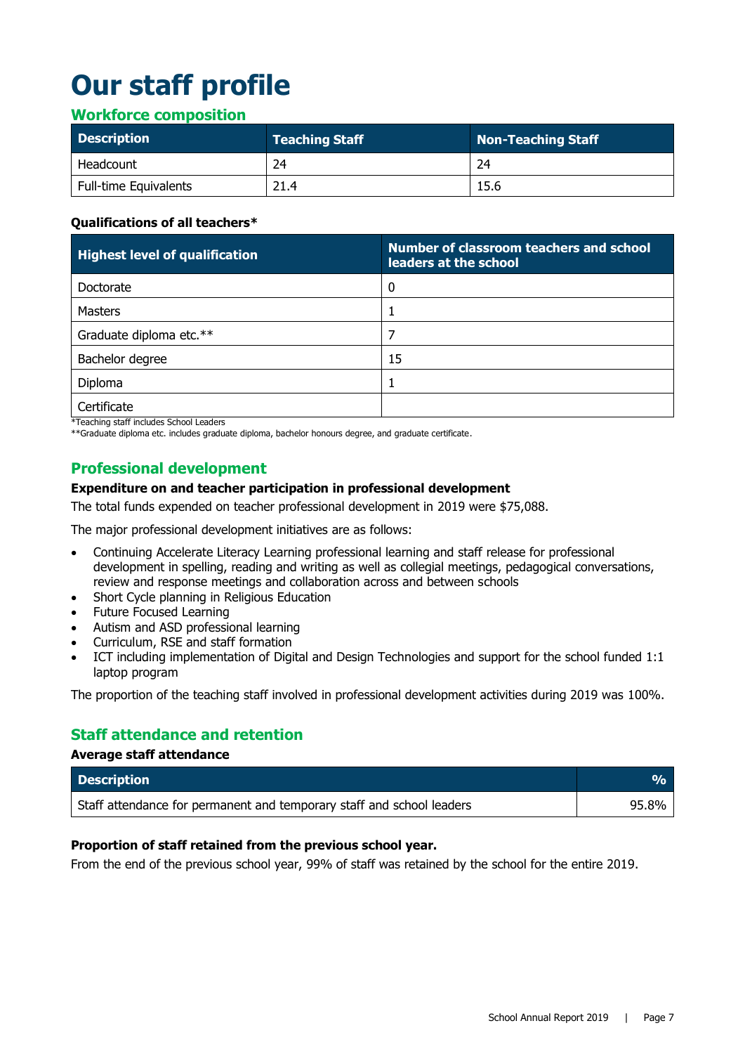# Our staff profile

## Workforce composition

| Description | Teaching Staff | Non-Teaching Staff |
| --- | --- | --- |
| Headcount | 24 | 24 |
| Full-time Equivalents | 21.4 | 15.6 |

**Qualifications of all teachers***

| Highest level of qualification | Number of classroom teachers and school leaders at the school |
| --- | --- |
| Doctorate | 0 |
| Masters | 1 |
| Graduate diploma etc.** | 7 |
| Bachelor degree | 15 |
| Diploma | 1 |
| Certificate | |

*Teaching staff includes School Leaders
**Graduate diploma etc. includes graduate diploma, bachelor honours degree, and graduate certificate.

## Professional development

**Expenditure on and teacher participation in professional development**

The total funds expended on teacher professional development in 2019 were $75,088.

The major professional development initiatives are as follows:

- Continuing Accelerate Literacy Learning professional learning and staff release for professional development in spelling, reading and writing as well as collegial meetings, pedagogical conversations, review and response meetings and collaboration across and between schools
- Short Cycle planning in Religious Education
- Future Focused Learning
- Autism and ASD professional learning
- Curriculum, RSE and staff formation
- ICT including implementation of Digital and Design Technologies and support for the school funded 1:1 laptop program

The proportion of the teaching staff involved in professional development activities during 2019 was 100%.

## Staff attendance and retention

**Average staff attendance**

| Description | % |
| --- | --- |
| Staff attendance for permanent and temporary staff and school leaders | 95.8% |

**Proportion of staff retained from the previous school year.**

From the end of the previous school year, 99% of staff was retained by the school for the entire 2019.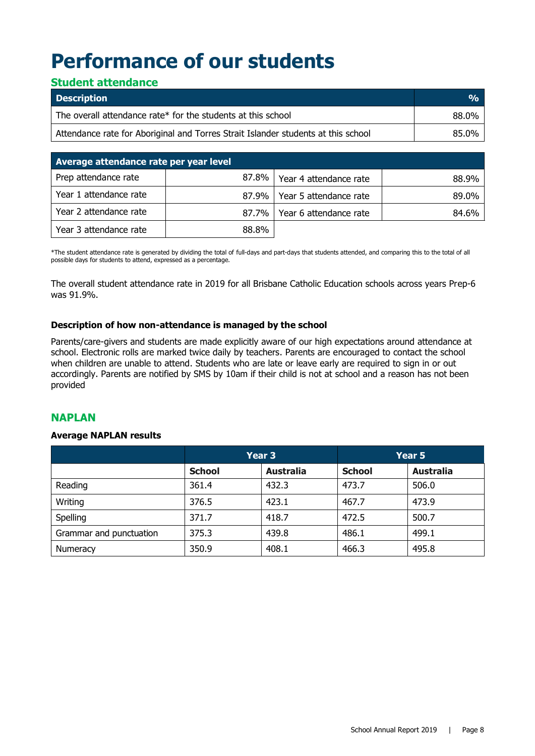# Performance of our students

## Student attendance

| Description | % |
| --- | --- |
| The overall attendance rate* for the students at this school | 88.0% |
| Attendance rate for Aboriginal and Torres Strait Islander students at this school | 85.0% |

| Average attendance rate per year level | | | |
| --- | --- | --- | --- |
| Prep attendance rate | 87.8% | Year 4 attendance rate | 88.9% |
| Year 1 attendance rate | 87.9% | Year 5 attendance rate | 89.0% |
| Year 2 attendance rate | 87.7% | Year 6 attendance rate | 84.6% |
| Year 3 attendance rate | 88.8% | | |

*The student attendance rate is generated by dividing the total of full-days and part-days that students attended, and comparing this to the total of all possible days for students to attend, expressed as a percentage.

The overall student attendance rate in 2019 for all Brisbane Catholic Education schools across years Prep-6 was 91.9%.

### Description of how non-attendance is managed by the school

Parents/care-givers and students are made explicitly aware of our high expectations around attendance at school. Electronic rolls are marked twice daily by teachers. Parents are encouraged to contact the school when children are unable to attend. Students who are late or leave early are required to sign in or out accordingly. Parents are notified by SMS by 10am if their child is not at school and a reason has not been provided

## NAPLAN

### Average NAPLAN results

| | Year 3 | | Year 5 | |
| --- | --- | --- | --- | --- |
| | **School** | **Australia** | **School** | **Australia** |
| Reading | 361.4 | 432.3 | 473.7 | 506.0 |
| Writing | 376.5 | 423.1 | 467.7 | 473.9 |
| Spelling | 371.7 | 418.7 | 472.5 | 500.7 |
| Grammar and punctuation | 375.3 | 439.8 | 486.1 | 499.1 |
| Numeracy | 350.9 | 408.1 | 466.3 | 495.8 |